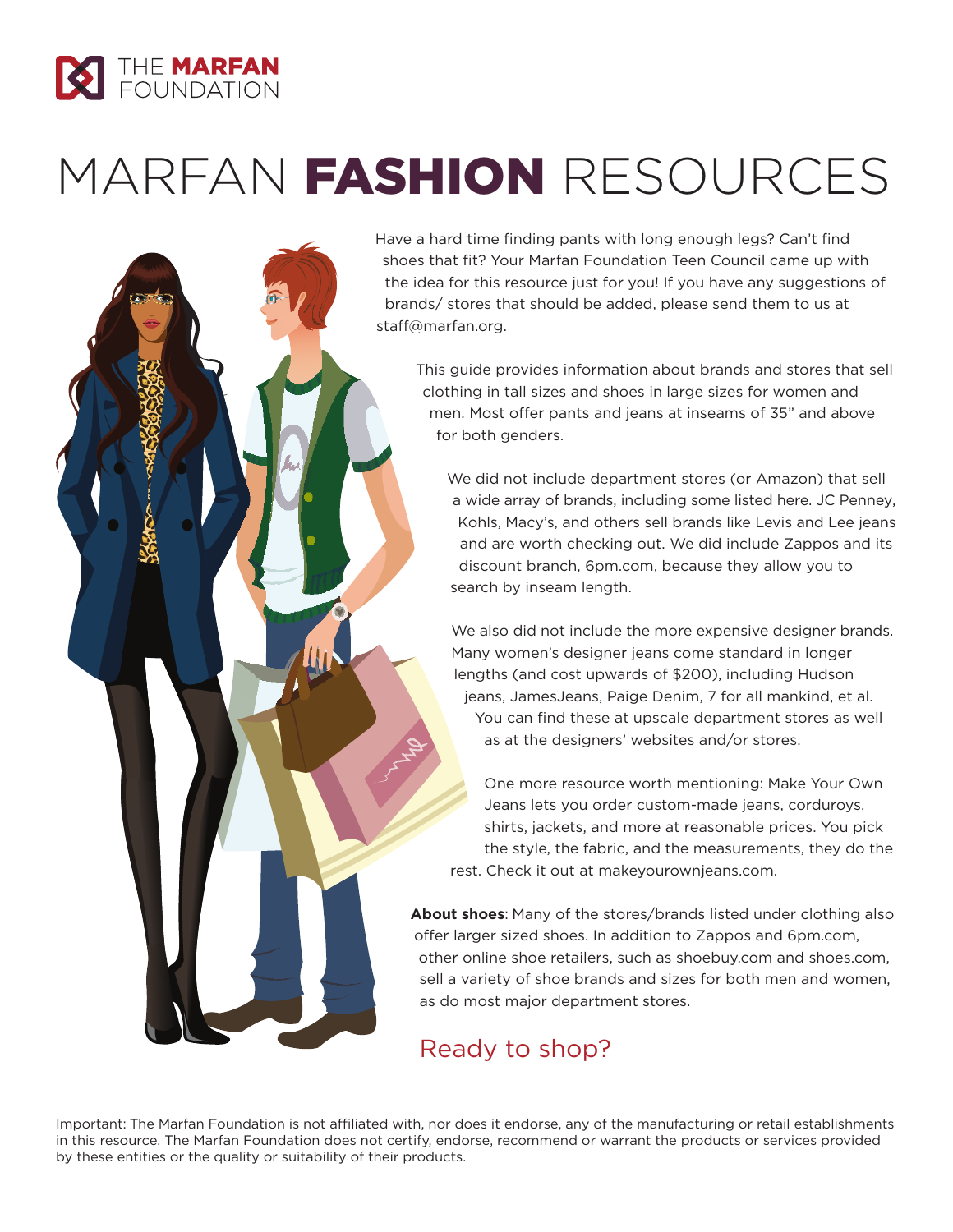THE **MARFAN** FOUNDATION

# MARFAN **FASHION** RESOURCES

Have a hard time finding pants with long enough legs? Can't find shoes that fit? Your Marfan Foundation Teen Council came up with the idea for this resource just for you! If you have any suggestions of brands/ stores that should be added, please send them to us at staff@marfan.org.

This guide provides information about brands and stores that sell clothing in tall sizes and shoes in large sizes for women and men. Most offer pants and jeans at inseams of 35" and above for both genders.

We did not include department stores (or Amazon) that sell a wide array of brands, including some listed here. JC Penney, Kohls, Macy's, and others sell brands like Levis and Lee jeans and are worth checking out. We did include Zappos and its discount branch, 6pm.com, because they allow you to search by inseam length.

We also did not include the more expensive designer brands. Many women's designer jeans come standard in longer lengths (and cost upwards of $200), including Hudson jeans, JamesJeans, Paige Denim, 7 for all mankind, et al. You can find these at upscale department stores as well as at the designers' websites and/or stores.

One more resource worth mentioning: Make Your Own Jeans lets you order custom-made jeans, corduroys, shirts, jackets, and more at reasonable prices. You pick the style, the fabric, and the measurements, they do the rest. Check it out at makeyourownjeans.com.

**About shoes**: Many of the stores/brands listed under clothing also offer larger sized shoes. In addition to Zappos and 6pm.com, other online shoe retailers, such as shoebuy.com and shoes.com, sell a variety of shoe brands and sizes for both men and women, as do most major department stores.

## Ready to shop?

Important: The Marfan Foundation is not affiliated with, nor does it endorse, any of the manufacturing or retail establishments in this resource. The Marfan Foundation does not certify, endorse, recommend or warrant the products or services provided by these entities or the quality or suitability of their products.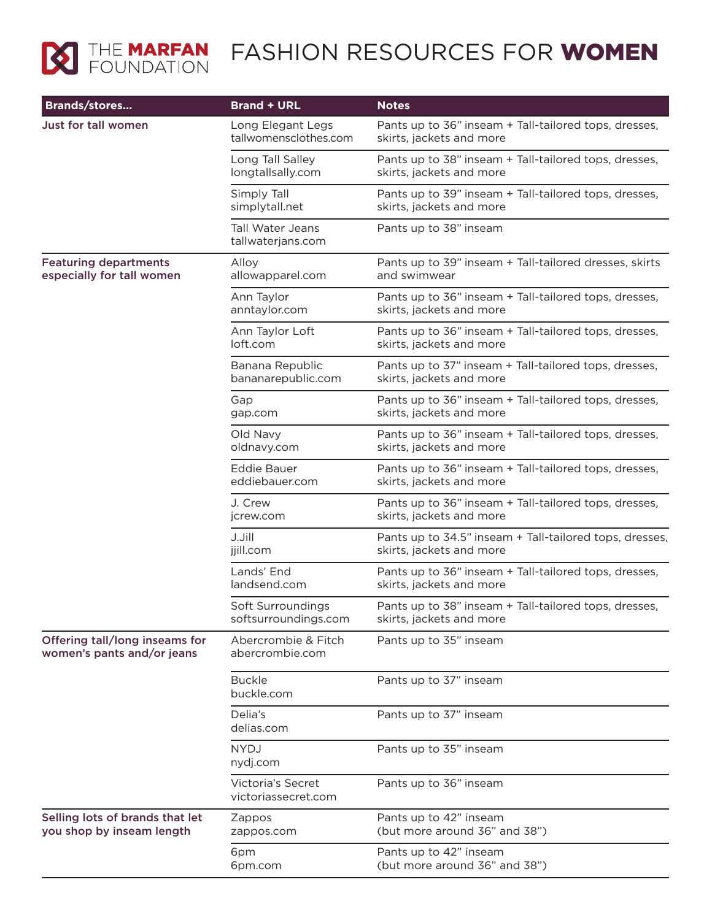THE MARFAN FOUNDATION

# FASHION RESOURCES FOR **WOMEN**

| Brands/stores... | Brand + URL | Notes |
|---|---|---|
| **Just for tall women** | Long Elegant Legs<br>tallwomensclothes.com | Pants up to 36" inseam + Tall-tailored tops, dresses, skirts, jackets and more |
| | Long Tall Salley<br>longtallsally.com | Pants up to 38" inseam + Tall-tailored tops, dresses, skirts, jackets and more |
| | Simply Tall<br>simplytall.net | Pants up to 39" inseam + Tall-tailored tops, dresses, skirts, jackets and more |
| | Tall Water Jeans<br>tallwaterjans.com | Pants up to 38" inseam |
| **Featuring departments especially for tall women** | Alloy<br>allowapparel.com | Pants up to 39" inseam + Tall-tailored dresses, skirts and swimwear |
| | Ann Taylor<br>anntaylor.com | Pants up to 36" inseam + Tall-tailored tops, dresses, skirts, jackets and more |
| | Ann Taylor Loft<br>loft.com | Pants up to 36" inseam + Tall-tailored tops, dresses, skirts, jackets and more |
| | Banana Republic<br>bananarepublic.com | Pants up to 37" inseam + Tall-tailored tops, dresses, skirts, jackets and more |
| | Gap<br>gap.com | Pants up to 36" inseam + Tall-tailored tops, dresses, skirts, jackets and more |
| | Old Navy<br>oldnavy.com | Pants up to 36" inseam + Tall-tailored tops, dresses, skirts, jackets and more |
| | Eddie Bauer<br>eddiebauer.com | Pants up to 36" inseam + Tall-tailored tops, dresses, skirts, jackets and more |
| | J. Crew<br>jcrew.com | Pants up to 36" inseam + Tall-tailored tops, dresses, skirts, jackets and more |
| | J.Jill<br>jjill.com | Pants up to 34.5" inseam + Tall-tailored tops, dresses, skirts, jackets and more |
| | Lands' End<br>landsend.com | Pants up to 36" inseam + Tall-tailored tops, dresses, skirts, jackets and more |
| | Soft Surroundings<br>softsurroundings.com | Pants up to 38" inseam + Tall-tailored tops, dresses, skirts, jackets and more |
| **Offering tall/long inseams for women's pants and/or jeans** | Abercrombie & Fitch<br>abercrombie.com | Pants up to 35" inseam |
| | Buckle<br>buckle.com | Pants up to 37" inseam |
| | Delia's<br>delias.com | Pants up to 37" inseam |
| | NYDJ<br>nydj.com | Pants up to 35" inseam |
| | Victoria's Secret<br>victoriassecret.com | Pants up to 36" inseam |
| **Selling lots of brands that let you shop by inseam length** | Zappos<br>zappos.com | Pants up to 42" inseam<br>(but more around 36" and 38") |
| | 6pm<br>6pm.com | Pants up to 42" inseam<br>(but more around 36" and 38") |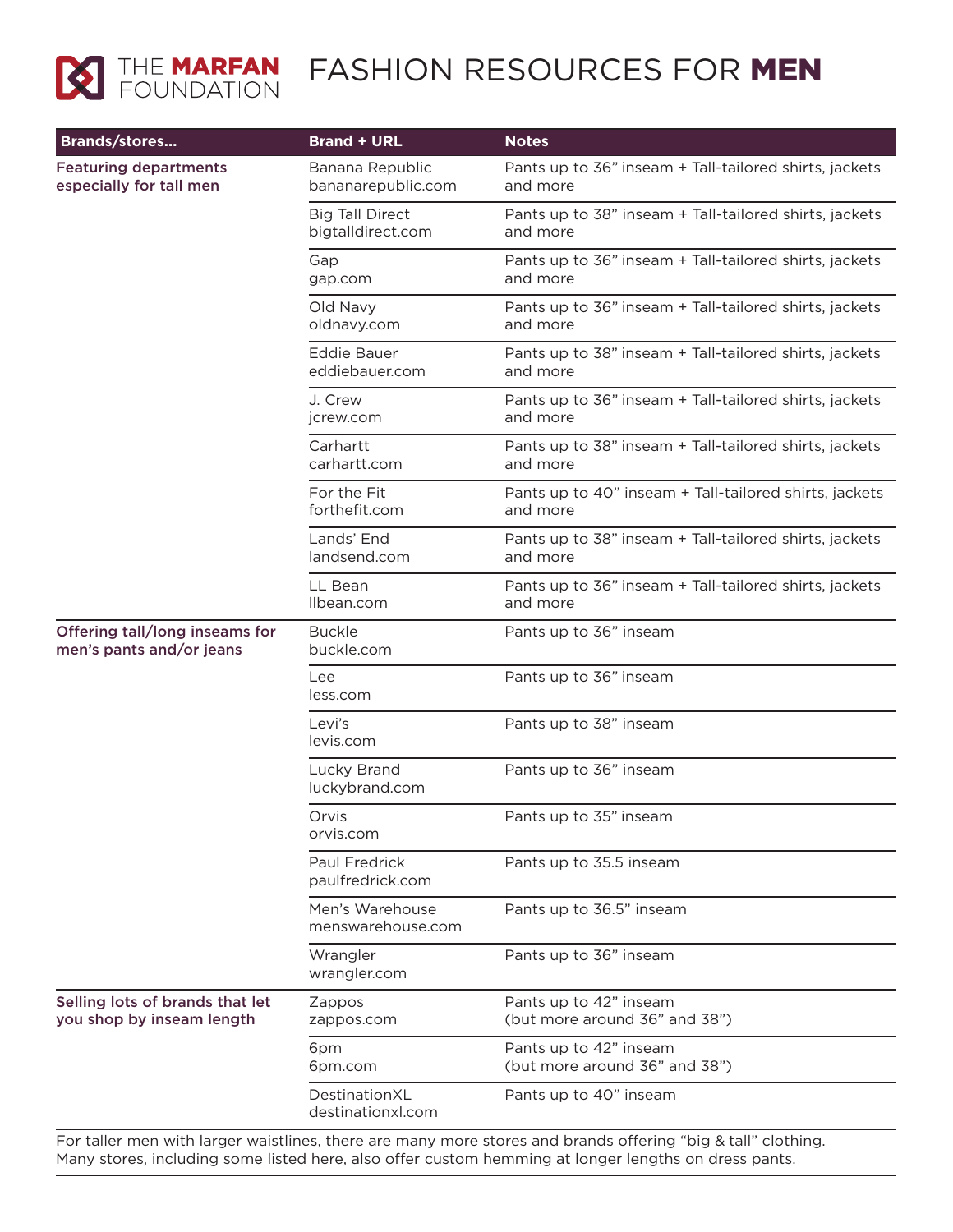# FASHION RESOURCES FOR **MEN**

| Brands/stores... | Brand + URL | Notes |
|---|---|---|
| **Featuring departments especially for tall men** | Banana Republic bananarepublic.com | Pants up to 36" inseam + Tall-tailored shirts, jackets and more |
| | Big Tall Direct bigtalldirect.com | Pants up to 38" inseam + Tall-tailored shirts, jackets and more |
| | Gap gap.com | Pants up to 36" inseam + Tall-tailored shirts, jackets and more |
| | Old Navy oldnavy.com | Pants up to 36" inseam + Tall-tailored shirts, jackets and more |
| | Eddie Bauer eddiebauer.com | Pants up to 38" inseam + Tall-tailored shirts, jackets and more |
| | J. Crew jcrew.com | Pants up to 36" inseam + Tall-tailored shirts, jackets and more |
| | Carhartt carhartt.com | Pants up to 38" inseam + Tall-tailored shirts, jackets and more |
| | For the Fit forthefit.com | Pants up to 40" inseam + Tall-tailored shirts, jackets and more |
| | Lands' End landsend.com | Pants up to 38" inseam + Tall-tailored shirts, jackets and more |
| | LL Bean llbean.com | Pants up to 36" inseam + Tall-tailored shirts, jackets and more |
| **Offering tall/long inseams for men's pants and/or jeans** | Buckle buckle.com | Pants up to 36" inseam |
| | Lee less.com | Pants up to 36" inseam |
| | Levi's levis.com | Pants up to 38" inseam |
| | Lucky Brand luckybrand.com | Pants up to 36" inseam |
| | Orvis orvis.com | Pants up to 35" inseam |
| | Paul Fredrick paulfredrick.com | Pants up to 35.5 inseam |
| | Men's Warehouse menswarehouse.com | Pants up to 36.5" inseam |
| | Wrangler wrangler.com | Pants up to 36" inseam |
| **Selling lots of brands that let you shop by inseam length** | Zappos zappos.com | Pants up to 42" inseam (but more around 36" and 38") |
| | 6pm 6pm.com | Pants up to 42" inseam (but more around 36" and 38") |
| | DestinationXL destinationxl.com | Pants up to 40" inseam |

For taller men with larger waistlines, there are many more stores and brands offering "big & tall" clothing. Many stores, including some listed here, also offer custom hemming at longer lengths on dress pants.